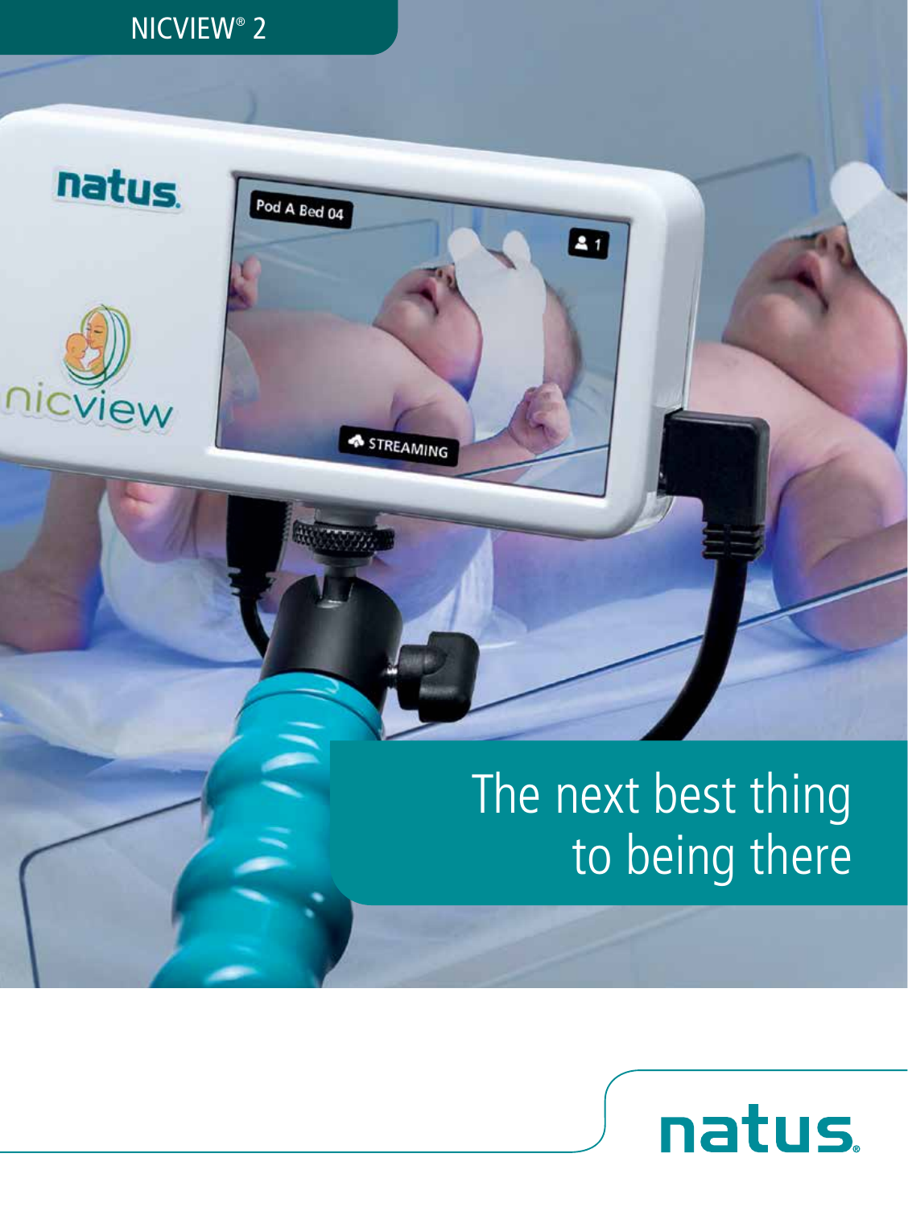NICVIEW® 2

# The next best thing to being there

natus.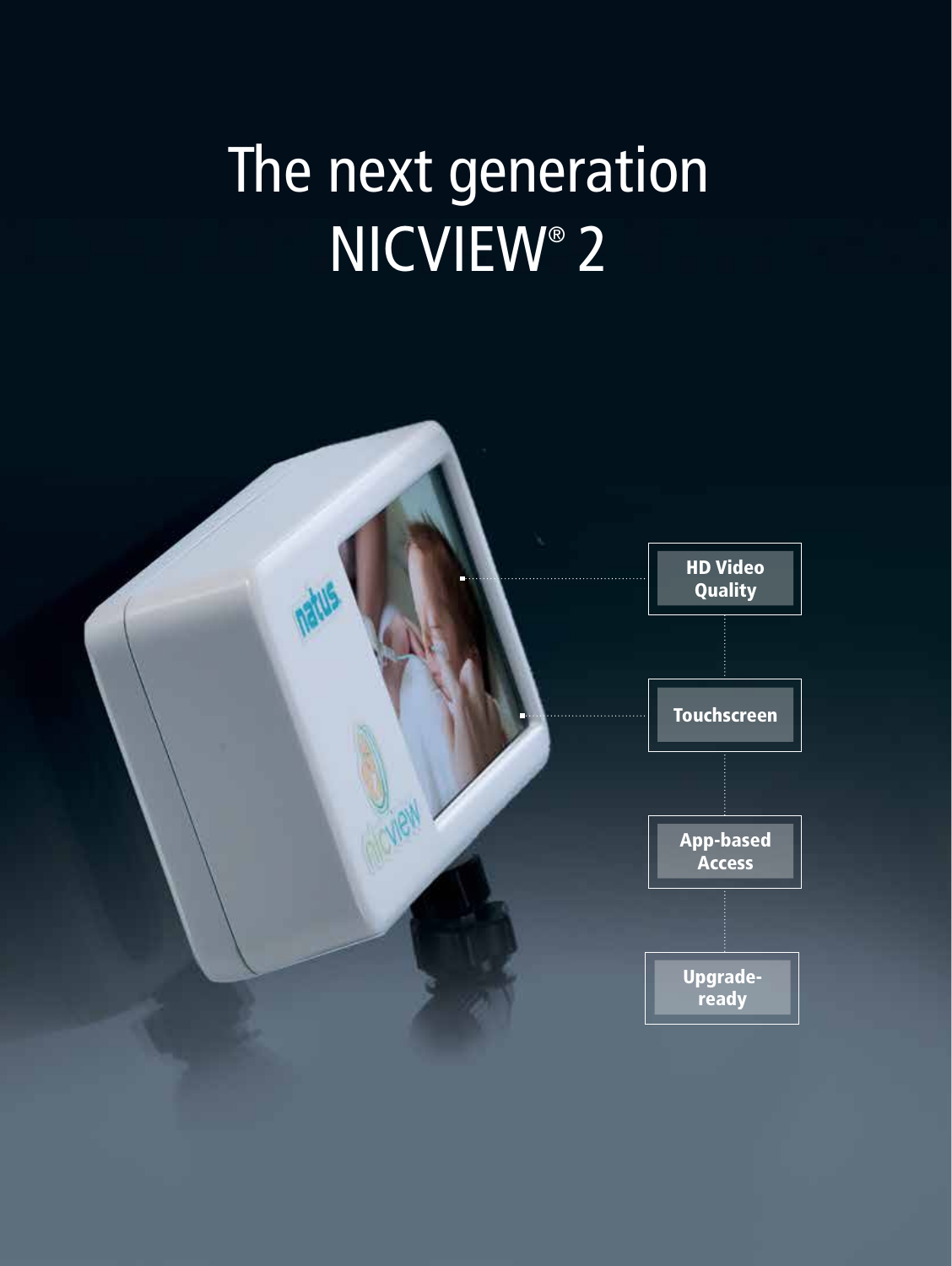# The next generation NICVIEW® 2

HD Video Quality

Touchscreen

App-based Access

Upgrade-ready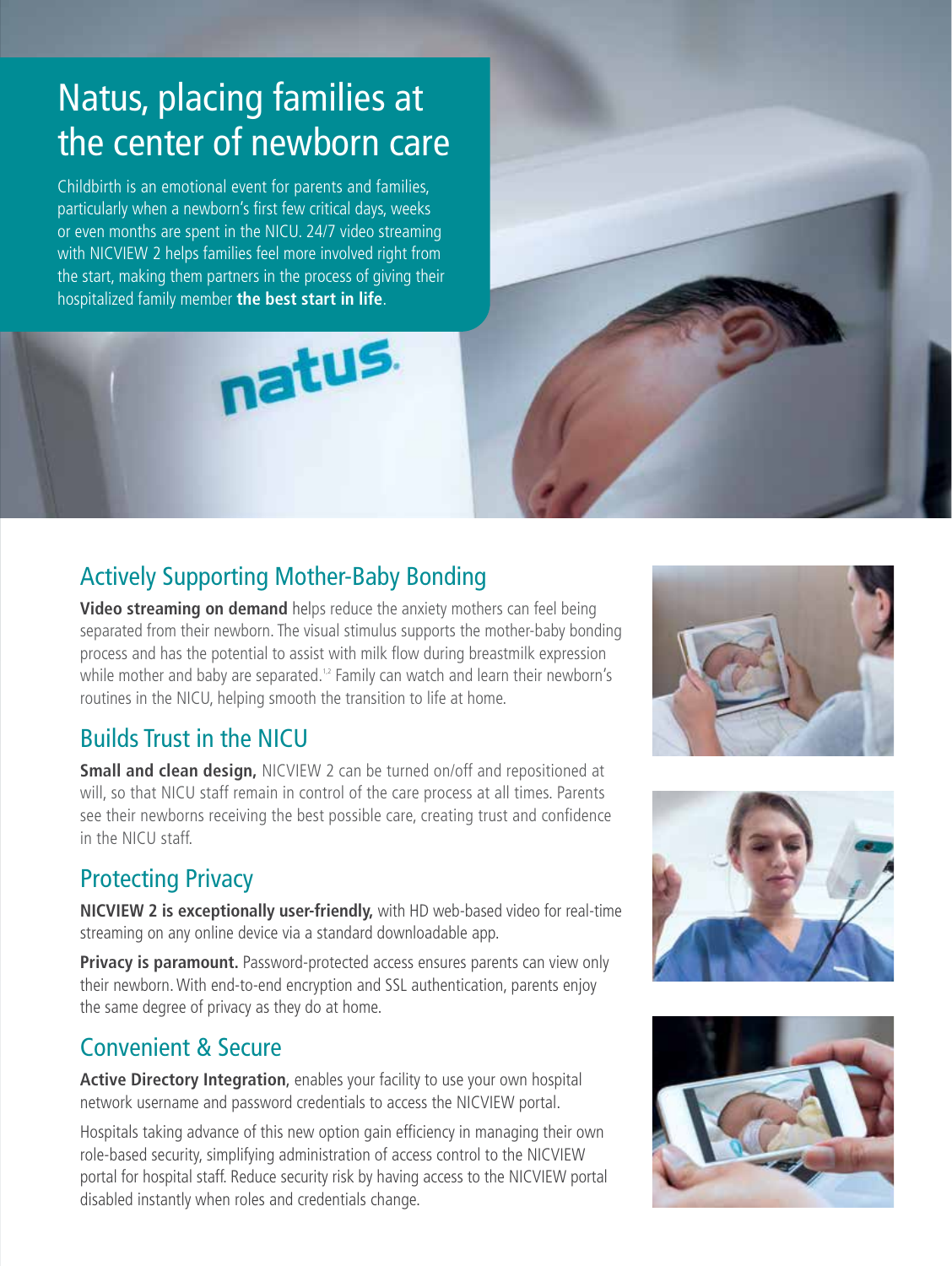# Natus, placing families at the center of newborn care

Childbirth is an emotional event for parents and families, particularly when a newborn's first few critical days, weeks or even months are spent in the NICU. 24/7 video streaming with NICVIEW 2 helps families feel more involved right from the start, making them partners in the process of giving their hospitalized family member **the best start in life**.

natus.

## Actively Supporting Mother-Baby Bonding

**Video streaming on demand** helps reduce the anxiety mothers can feel being separated from their newborn. The visual stimulus supports the mother-baby bonding process and has the potential to assist with milk flow during breastmilk expression while mother and baby are separated.[1,2] Family can watch and learn their newborn's routines in the NICU, helping smooth the transition to life at home.

## Builds Trust in the NICU

**Small and clean design,** NICVIEW 2 can be turned on/off and repositioned at will, so that NICU staff remain in control of the care process at all times. Parents see their newborns receiving the best possible care, creating trust and confidence in the NICU staff.

## Protecting Privacy

**NICVIEW 2 is exceptionally user-friendly,** with HD web-based video for real-time streaming on any online device via a standard downloadable app.

**Privacy is paramount.** Password-protected access ensures parents can view only their newborn. With end-to-end encryption and SSL authentication, parents enjoy the same degree of privacy as they do at home.

## Convenient & Secure

**Active Directory Integration**, enables your facility to use your own hospital network username and password credentials to access the NICVIEW portal.

Hospitals taking advance of this new option gain efficiency in managing their own role-based security, simplifying administration of access control to the NICVIEW portal for hospital staff. Reduce security risk by having access to the NICVIEW portal disabled instantly when roles and credentials change.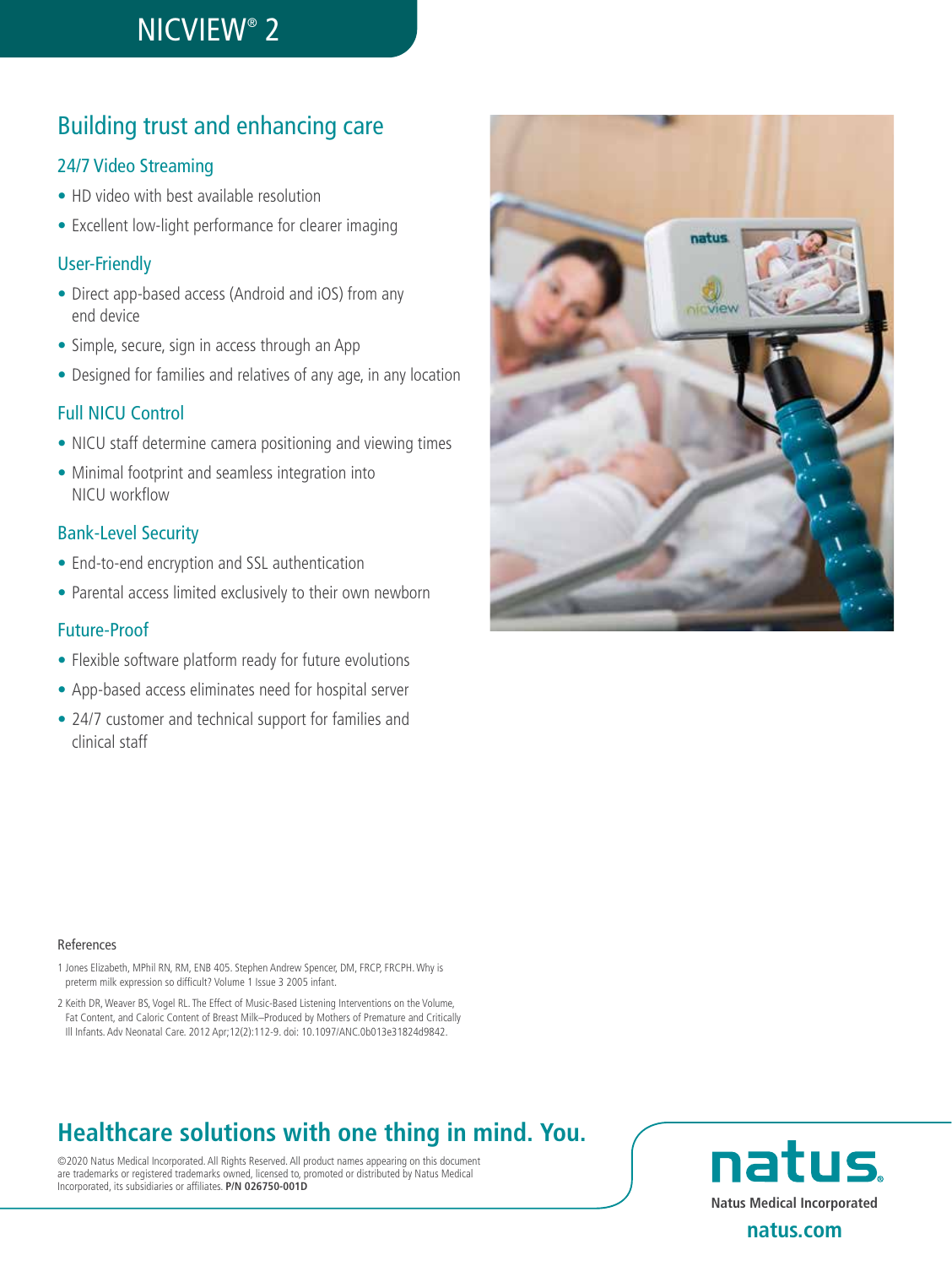# NICVIEW® 2

## Building trust and enhancing care

### 24/7 Video Streaming

- HD video with best available resolution
- Excellent low-light performance for clearer imaging

### User-Friendly

- Direct app-based access (Android and iOS) from any end device
- Simple, secure, sign in access through an App
- Designed for families and relatives of any age, in any location

### Full NICU Control

- NICU staff determine camera positioning and viewing times
- Minimal footprint and seamless integration into NICU workflow

### Bank-Level Security

- End-to-end encryption and SSL authentication
- Parental access limited exclusively to their own newborn

### Future-Proof

- Flexible software platform ready for future evolutions
- App-based access eliminates need for hospital server
- 24/7 customer and technical support for families and clinical staff

References

1 Jones Elizabeth, MPhil RN, RM, ENB 405. Stephen Andrew Spencer, DM, FRCP, FRCPH. Why is preterm milk expression so difficult? Volume 1 Issue 3 2005 infant.

2 Keith DR, Weaver BS, Vogel RL. The Effect of Music-Based Listening Interventions on the Volume, Fat Content, and Caloric Content of Breast Milk–Produced by Mothers of Premature and Critically Ill Infants. Adv Neonatal Care. 2012 Apr;12(2):112-9. doi: 10.1097/ANC.0b013e31824d9842.

## Healthcare solutions with one thing in mind. You.

©2020 Natus Medical Incorporated. All Rights Reserved. All product names appearing on this document are trademarks or registered trademarks owned, licensed to, promoted or distributed by Natus Medical Incorporated, its subsidiaries or affiliates. **P/N 026750-001D**

natus.

**Natus Medical Incorporated**

**natus.com**